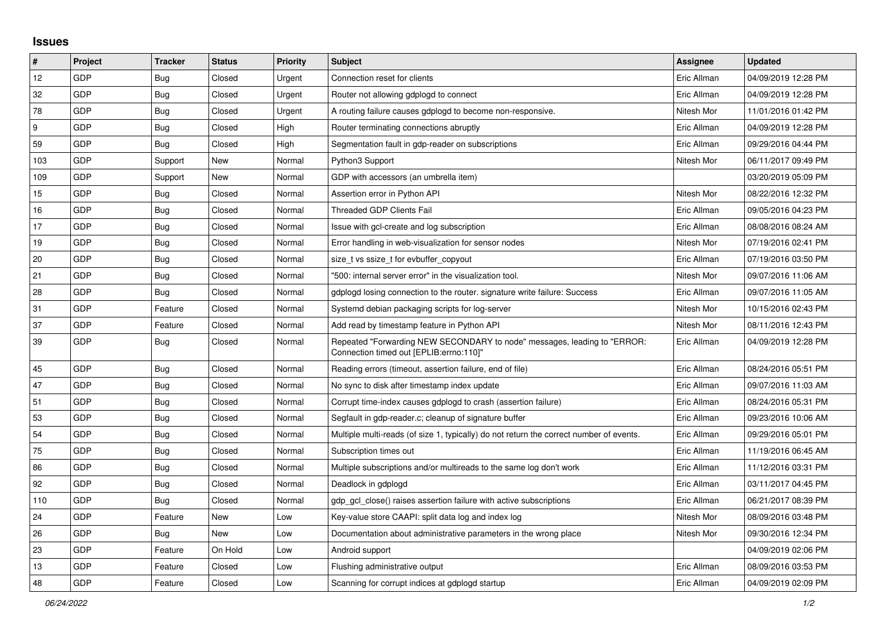## Issues

| # | Project | Tracker | Status | Priority | Subject | Assignee | Updated |
|---|---|---|---|---|---|---|---|
| 12 | GDP | Bug | Closed | Urgent | Connection reset for clients | Eric Allman | 04/09/2019 12:28 PM |
| 32 | GDP | Bug | Closed | Urgent | Router not allowing gdplogd to connect | Eric Allman | 04/09/2019 12:28 PM |
| 78 | GDP | Bug | Closed | Urgent | A routing failure causes gdplogd to become non-responsive. | Nitesh Mor | 11/01/2016 01:42 PM |
| 9 | GDP | Bug | Closed | High | Router terminating connections abruptly | Eric Allman | 04/09/2019 12:28 PM |
| 59 | GDP | Bug | Closed | High | Segmentation fault in gdp-reader on subscriptions | Eric Allman | 09/29/2016 04:44 PM |
| 103 | GDP | Support | New | Normal | Python3 Support | Nitesh Mor | 06/11/2017 09:49 PM |
| 109 | GDP | Support | New | Normal | GDP with accessors (an umbrella item) | | 03/20/2019 05:09 PM |
| 15 | GDP | Bug | Closed | Normal | Assertion error in Python API | Nitesh Mor | 08/22/2016 12:32 PM |
| 16 | GDP | Bug | Closed | Normal | Threaded GDP Clients Fail | Eric Allman | 09/05/2016 04:23 PM |
| 17 | GDP | Bug | Closed | Normal | Issue with gcl-create and log subscription | Eric Allman | 08/08/2016 08:24 AM |
| 19 | GDP | Bug | Closed | Normal | Error handling in web-visualization for sensor nodes | Nitesh Mor | 07/19/2016 02:41 PM |
| 20 | GDP | Bug | Closed | Normal | size_t vs ssize_t for evbuffer_copyout | Eric Allman | 07/19/2016 03:50 PM |
| 21 | GDP | Bug | Closed | Normal | "500: internal server error" in the visualization tool. | Nitesh Mor | 09/07/2016 11:06 AM |
| 28 | GDP | Bug | Closed | Normal | gdplogd losing connection to the router. signature write failure: Success | Eric Allman | 09/07/2016 11:05 AM |
| 31 | GDP | Feature | Closed | Normal | Systemd debian packaging scripts for log-server | Nitesh Mor | 10/15/2016 02:43 PM |
| 37 | GDP | Feature | Closed | Normal | Add read by timestamp feature in Python API | Nitesh Mor | 08/11/2016 12:43 PM |
| 39 | GDP | Bug | Closed | Normal | Repeated "Forwarding NEW SECONDARY to node" messages, leading to "ERROR: Connection timed out [EPLIB:errno:110]" | Eric Allman | 04/09/2019 12:28 PM |
| 45 | GDP | Bug | Closed | Normal | Reading errors (timeout, assertion failure, end of file) | Eric Allman | 08/24/2016 05:51 PM |
| 47 | GDP | Bug | Closed | Normal | No sync to disk after timestamp index update | Eric Allman | 09/07/2016 11:03 AM |
| 51 | GDP | Bug | Closed | Normal | Corrupt time-index causes gdplogd to crash (assertion failure) | Eric Allman | 08/24/2016 05:31 PM |
| 53 | GDP | Bug | Closed | Normal | Segfault in gdp-reader.c; cleanup of signature buffer | Eric Allman | 09/23/2016 10:06 AM |
| 54 | GDP | Bug | Closed | Normal | Multiple multi-reads (of size 1, typically) do not return the correct number of events. | Eric Allman | 09/29/2016 05:01 PM |
| 75 | GDP | Bug | Closed | Normal | Subscription times out | Eric Allman | 11/19/2016 06:45 AM |
| 86 | GDP | Bug | Closed | Normal | Multiple subscriptions and/or multireads to the same log don't work | Eric Allman | 11/12/2016 03:31 PM |
| 92 | GDP | Bug | Closed | Normal | Deadlock in gdplogd | Eric Allman | 03/11/2017 04:45 PM |
| 110 | GDP | Bug | Closed | Normal | gdp_gcl_close() raises assertion failure with active subscriptions | Eric Allman | 06/21/2017 08:39 PM |
| 24 | GDP | Feature | New | Low | Key-value store CAAPI: split data log and index log | Nitesh Mor | 08/09/2016 03:48 PM |
| 26 | GDP | Bug | New | Low | Documentation about administrative parameters in the wrong place | Nitesh Mor | 09/30/2016 12:34 PM |
| 23 | GDP | Feature | On Hold | Low | Android support | | 04/09/2019 02:06 PM |
| 13 | GDP | Feature | Closed | Low | Flushing administrative output | Eric Allman | 08/09/2016 03:53 PM |
| 48 | GDP | Feature | Closed | Low | Scanning for corrupt indices at gdplogd startup | Eric Allman | 04/09/2019 02:09 PM |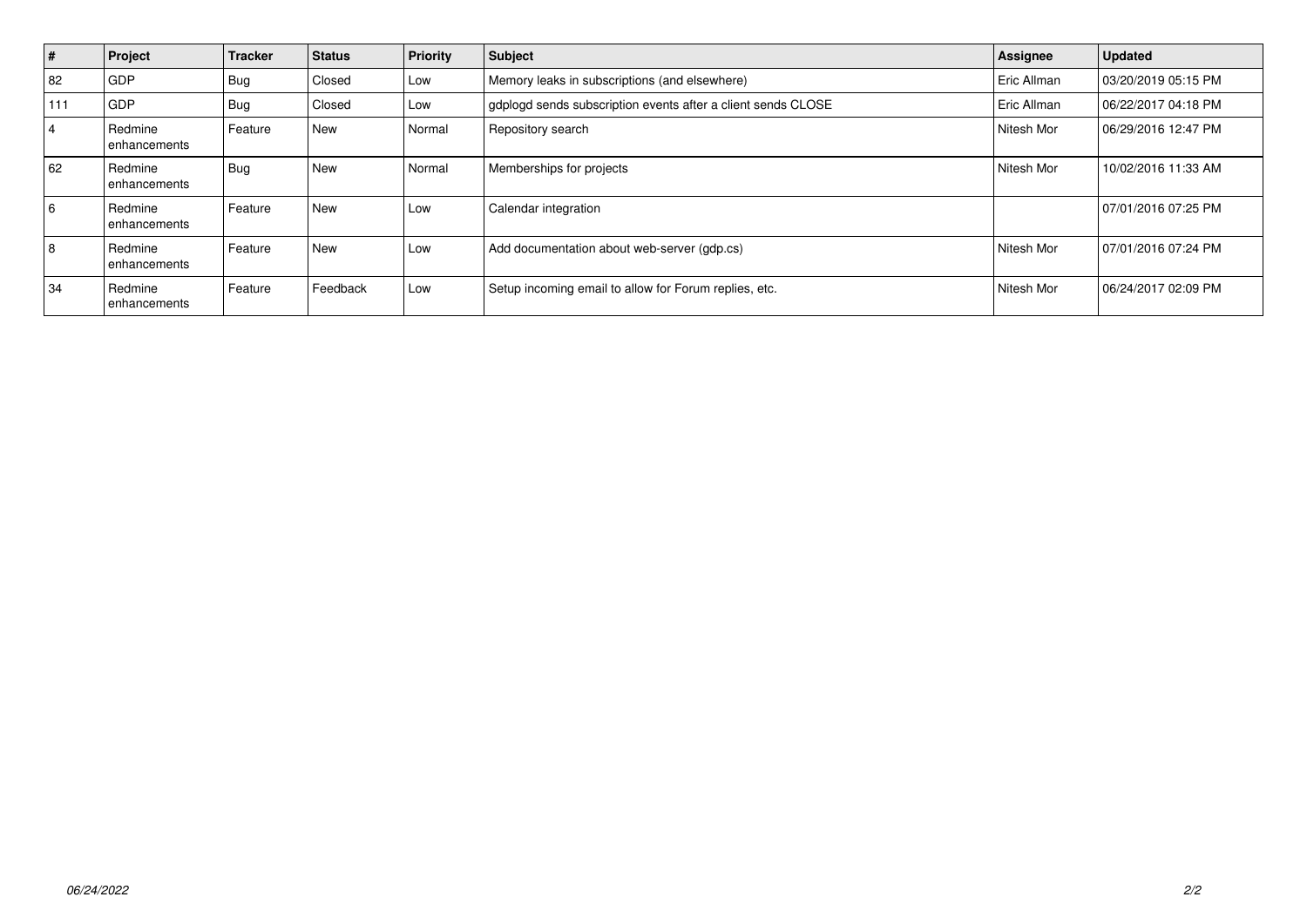| # | Project | Tracker | Status | Priority | Subject | Assignee | Updated |
|---|---|---|---|---|---|---|---|
| 82 | GDP | Bug | Closed | Low | Memory leaks in subscriptions (and elsewhere) | Eric Allman | 03/20/2019 05:15 PM |
| 111 | GDP | Bug | Closed | Low | gdplogd sends subscription events after a client sends CLOSE | Eric Allman | 06/22/2017 04:18 PM |
| 4 | Redmine enhancements | Feature | New | Normal | Repository search | Nitesh Mor | 06/29/2016 12:47 PM |
| 62 | Redmine enhancements | Bug | New | Normal | Memberships for projects | Nitesh Mor | 10/02/2016 11:33 AM |
| 6 | Redmine enhancements | Feature | New | Low | Calendar integration | | 07/01/2016 07:25 PM |
| 8 | Redmine enhancements | Feature | New | Low | Add documentation about web-server (gdp.cs) | Nitesh Mor | 07/01/2016 07:24 PM |
| 34 | Redmine enhancements | Feature | Feedback | Low | Setup incoming email to allow for Forum replies, etc. | Nitesh Mor | 06/24/2017 02:09 PM |